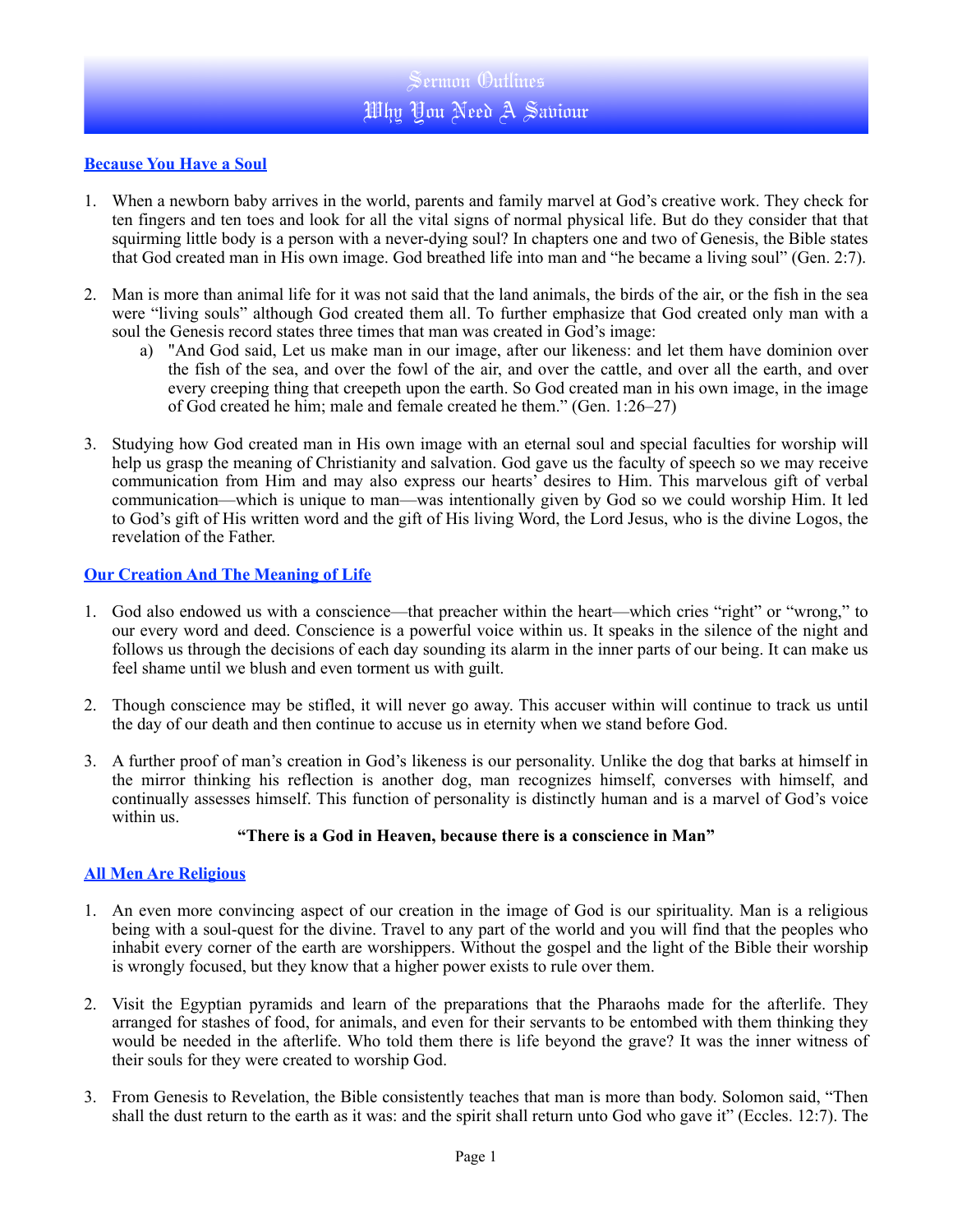# Sermon Outlines
# Why You Need A Saviour

## Because You Have a Soul

1. When a newborn baby arrives in the world, parents and family marvel at God's creative work. They check for ten fingers and ten toes and look for all the vital signs of normal physical life. But do they consider that that squirming little body is a person with a never-dying soul? In chapters one and two of Genesis, the Bible states that God created man in His own image. God breathed life into man and "he became a living soul" (Gen. 2:7).

2. Man is more than animal life for it was not said that the land animals, the birds of the air, or the fish in the sea were "living souls" although God created them all. To further emphasize that God created only man with a soul the Genesis record states three times that man was created in God's image:
   a) "And God said, Let us make man in our image, after our likeness: and let them have dominion over the fish of the sea, and over the fowl of the air, and over the cattle, and over all the earth, and over every creeping thing that creepeth upon the earth. So God created man in his own image, in the image of God created he him; male and female created he them." (Gen. 1:26–27)

3. Studying how God created man in His own image with an eternal soul and special faculties for worship will help us grasp the meaning of Christianity and salvation. God gave us the faculty of speech so we may receive communication from Him and may also express our hearts' desires to Him. This marvelous gift of verbal communication—which is unique to man—was intentionally given by God so we could worship Him. It led to God's gift of His written word and the gift of His living Word, the Lord Jesus, who is the divine Logos, the revelation of the Father.

## Our Creation And The Meaning of Life

1. God also endowed us with a conscience—that preacher within the heart—which cries "right" or "wrong," to our every word and deed. Conscience is a powerful voice within us. It speaks in the silence of the night and follows us through the decisions of each day sounding its alarm in the inner parts of our being. It can make us feel shame until we blush and even torment us with guilt.

2. Though conscience may be stifled, it will never go away. This accuser within will continue to track us until the day of our death and then continue to accuse us in eternity when we stand before God.

3. A further proof of man's creation in God's likeness is our personality. Unlike the dog that barks at himself in the mirror thinking his reflection is another dog, man recognizes himself, converses with himself, and continually assesses himself. This function of personality is distinctly human and is a marvel of God's voice within us.

**"There is a God in Heaven, because there is a conscience in Man"**

## All Men Are Religious

1. An even more convincing aspect of our creation in the image of God is our spirituality. Man is a religious being with a soul-quest for the divine. Travel to any part of the world and you will find that the peoples who inhabit every corner of the earth are worshippers. Without the gospel and the light of the Bible their worship is wrongly focused, but they know that a higher power exists to rule over them.

2. Visit the Egyptian pyramids and learn of the preparations that the Pharaohs made for the afterlife. They arranged for stashes of food, for animals, and even for their servants to be entombed with them thinking they would be needed in the afterlife. Who told them there is life beyond the grave? It was the inner witness of their souls for they were created to worship God.

3. From Genesis to Revelation, the Bible consistently teaches that man is more than body. Solomon said, "Then shall the dust return to the earth as it was: and the spirit shall return unto God who gave it" (Eccles. 12:7). The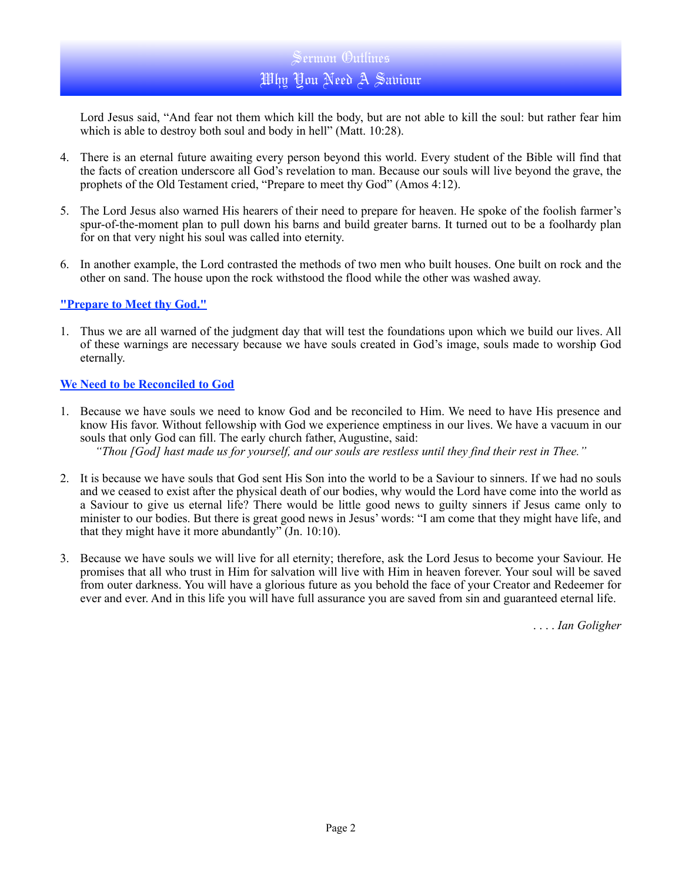Lord Jesus said, “And fear not them which kill the body, but are not able to kill the soul: but rather fear him which is able to destroy both soul and body in hell” (Matt. 10:28).

4. There is an eternal future awaiting every person beyond this world. Every student of the Bible will find that the facts of creation underscore all God’s revelation to man. Because our souls will live beyond the grave, the prophets of the Old Testament cried, “Prepare to meet thy God” (Amos 4:12).

5. The Lord Jesus also warned His hearers of their need to prepare for heaven. He spoke of the foolish farmer’s spur-of-the-moment plan to pull down his barns and build greater barns. It turned out to be a foolhardy plan for on that very night his soul was called into eternity.

6. In another example, the Lord contrasted the methods of two men who built houses. One built on rock and the other on sand. The house upon the rock withstood the flood while the other was washed away.

### "Prepare to Meet thy God."

1. Thus we are all warned of the judgment day that will test the foundations upon which we build our lives. All of these warnings are necessary because we have souls created in God’s image, souls made to worship God eternally.

### We Need to be Reconciled to God

1. Because we have souls we need to know God and be reconciled to Him. We need to have His presence and know His favor. Without fellowship with God we experience emptiness in our lives. We have a vacuum in our souls that only God can fill. The early church father, Augustine, said:
   *“Thou [God] hast made us for yourself, and our souls are restless until they find their rest in Thee.”*

2. It is because we have souls that God sent His Son into the world to be a Saviour to sinners. If we had no souls and we ceased to exist after the physical death of our bodies, why would the Lord have come into the world as a Saviour to give us eternal life? There would be little good news to guilty sinners if Jesus came only to minister to our bodies. But there is great good news in Jesus’ words: “I am come that they might have life, and that they might have it more abundantly” (Jn. 10:10).

3. Because we have souls we will live for all eternity; therefore, ask the Lord Jesus to become your Saviour. He promises that all who trust in Him for salvation will live with Him in heaven forever. Your soul will be saved from outer darkness. You will have a glorious future as you behold the face of your Creator and Redeemer for ever and ever. And in this life you will have full assurance you are saved from sin and guaranteed eternal life.

*. . . . Ian Goligher*